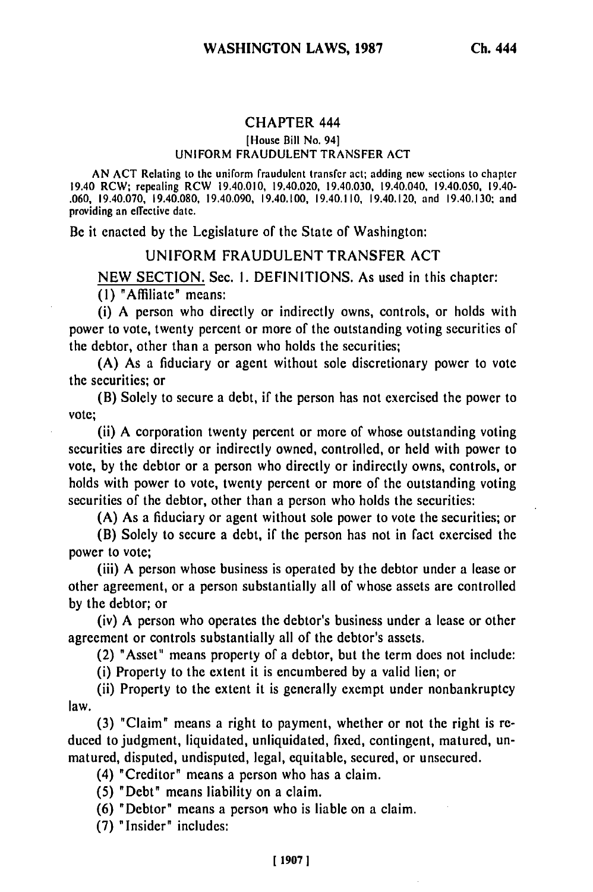# CHAPTER 444

[House Bill No. 94]

UNIFORM FRAUDULENT TRANSFER ACT

AN ACT Relating to the uniform fraudulent transfer act; adding new sections to chapter 19.40 RCW; repealing RCW 19.40.010, 19.40.020, 19.40.030, 19.40.040, 19.40.050, 19.40-.060, 19.40.070, 19.40.080, 19.40.090, 19.40.100, 19.40.110, 19.40.120, and 19.40.130; and providing an effective date.

Be it enacted by the Legislature of the State of Washington:

## UNIFORM FRAUDULENT TRANSFER ACT

NEW SECTION. Sec. 1. DEFINITIONS. As used in this chapter:

(1) "Affiliate" means:

(i) A person who directly or indirectly owns, controls, or holds with power to vote, twenty percent or more of the outstanding voting securities of the debtor, other than a person who holds the securities;

(A) As a fiduciary or agent without sole discretionary power to vote the securities; or

(B) Solely to secure a debt, if the person has not exercised the power to vote;

(ii) A corporation twenty percent or more of whose outstanding voting securities are directly or indirectly owned, controlled, or held with power to vote, by the debtor or a person who directly or indirectly owns, controls, or holds with power to vote, twenty percent or more of the outstanding voting securities of the debtor, other than a person who holds the securities:

(A) As a fiduciary or agent without sole power to vote the securities; or

(B) Solely to secure a debt, if the person has not in fact exercised the power to vote;

(iii) A person whose business is operated by the debtor under a lease or other agreement, or a person substantially all of whose assets are controlled by the debtor; or

(iv) A person who operates the debtor's business under a lease or other agreement or controls substantially all of the debtor's assets.

(2) "Asset" means property of a debtor, but the term does not include:

(i) Property to the extent it is encumbered by a valid lien; or

(ii) Property to the extent it is generally exempt under nonbankruptcy law.

(3) "Claim" means a right to payment, whether or not the right is reduced to judgment, liquidated, unliquidated, fixed, contingent, matured, unmatured, disputed, undisputed, legal, equitable, secured, or unsecured.

(4) "Creditor" means a person who has a claim.

(5) "Debt" means liability on a claim.

(6) "Debtor" means a person who is liable on a claim.

(7) "Insider" includes: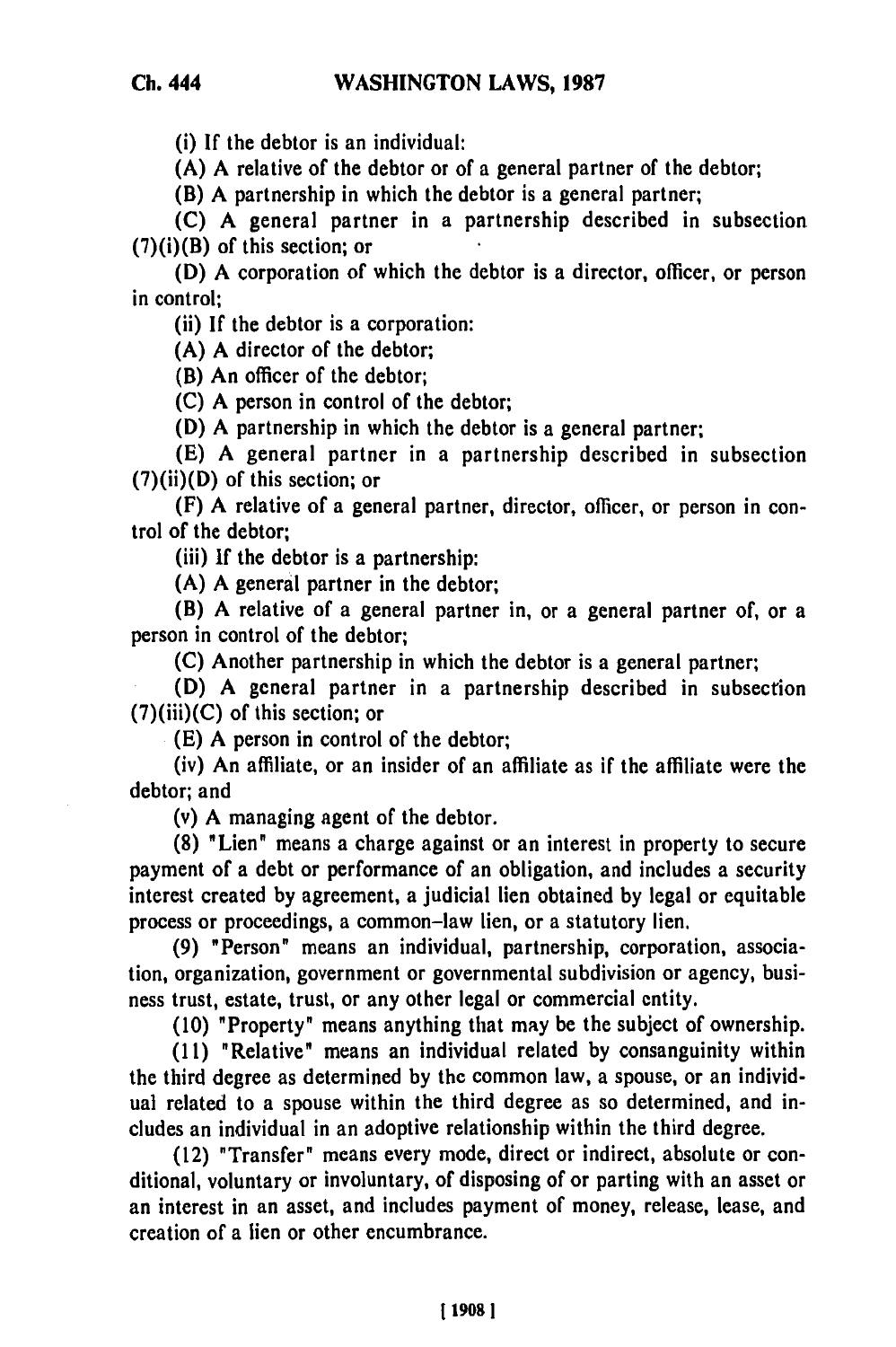(i) If the debtor is an individual:

(A) A relative of the debtor or of a general partner of the debtor;

(B) A partnership in which the debtor is a general partner;

(C) A general partner in a partnership described in subsection (7)(i)(B) of this section; or

(D) A corporation of which the debtor is a director, officer, or person in control;

(ii) If the debtor is a corporation:

(A) A director of the debtor;

(B) An officer of the debtor;

(C) A person in control of the debtor;

(D) A partnership in which the debtor is a general partner;

(E) A general partner in a partnership described in subsection (7)(ii)(D) of this section; or

(F) A relative of a general partner, director, officer, or person in control of the debtor;

(iii) If the debtor is a partnership:

(A) A general partner in the debtor;

(B) A relative of a general partner in, or a general partner of, or a person in control of the debtor;

(C) Another partnership in which the debtor is a general partner;

(D) A general partner in a partnership described in subsection (7)(iii)(C) of this section; or

(E) A person in control of the debtor;

(iv) An affiliate, or an insider of an affiliate as if the affiliate were the debtor; and

(v) A managing agent of the debtor.

(8) "Lien" means a charge against or an interest in property to secure payment of a debt or performance of an obligation, and includes a security interest created by agreement, a judicial lien obtained by legal or equitable process or proceedings, a common-law lien, or a statutory lien.

(9) "Person" means an individual, partnership, corporation, association, organization, government or governmental subdivision or agency, business trust, estate, trust, or any other legal or commercial entity.

(10) "Property" means anything that may be the subject of ownership.

(11) "Relative" means an individual related by consanguinity within the third degree as determined by the common law, a spouse, or an individual related to a spouse within the third degree as so determined, and includes an individual in an adoptive relationship within the third degree.

(12) "Transfer" means every mode, direct or indirect, absolute or conditional, voluntary or involuntary, of disposing of or parting with an asset or an interest in an asset, and includes payment of money, release, lease, and creation of a lien or other encumbrance.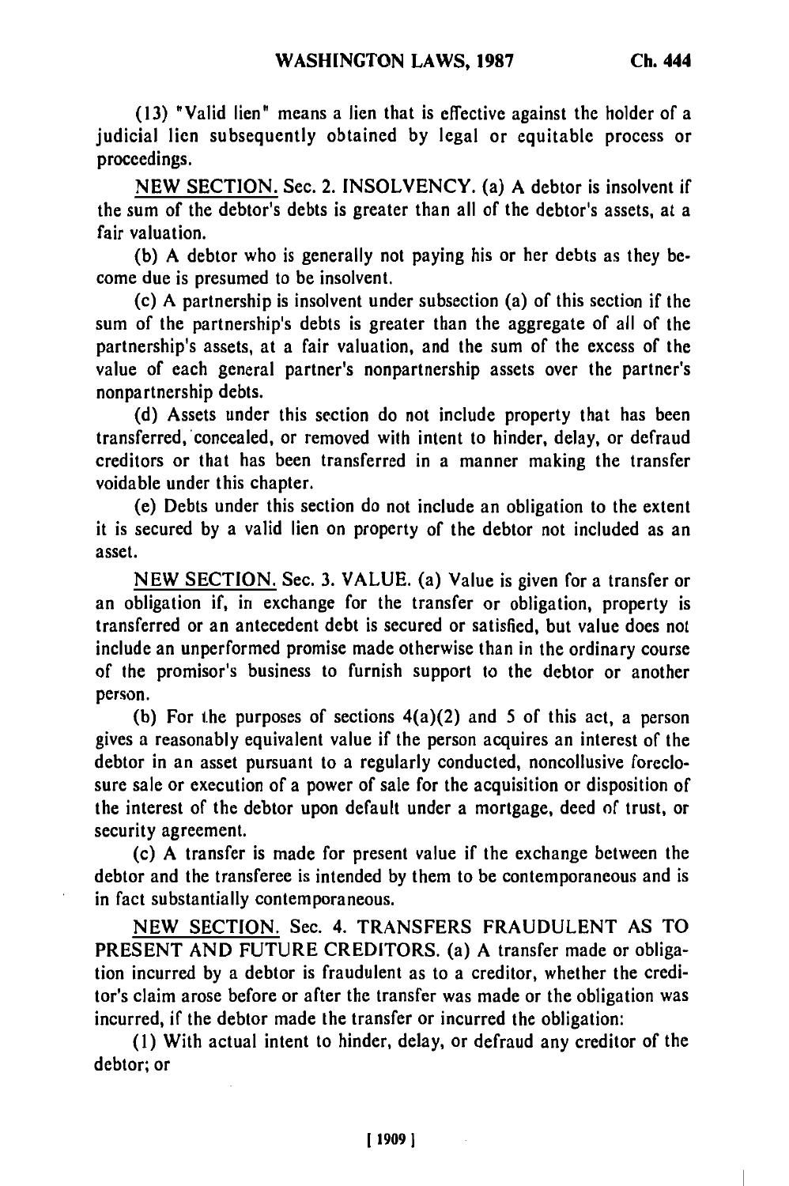(13) "Valid lien" means a lien that is effective against the holder of a judicial lien subsequently obtained by legal or equitable process or proceedings.

NEW SECTION. Sec. 2. INSOLVENCY. (a) A debtor is insolvent if the sum of the debtor's debts is greater than all of the debtor's assets, at a fair valuation.

(b) A debtor who is generally not paying his or her debts as they become due is presumed to be insolvent.

(c) A partnership is insolvent under subsection (a) of this section if the sum of the partnership's debts is greater than the aggregate of all of the partnership's assets, at a fair valuation, and the sum of the excess of the value of each general partner's nonpartnership assets over the partner's nonpartnership debts.

(d) Assets under this section do not include property that has been transferred, concealed, or removed with intent to hinder, delay, or defraud creditors or that has been transferred in a manner making the transfer voidable under this chapter.

(e) Debts under this section do not include an obligation to the extent it is secured by a valid lien on property of the debtor not included as an asset.

NEW SECTION. Sec. 3. VALUE. (a) Value is given for a transfer or an obligation if, in exchange for the transfer or obligation, property is transferred or an antecedent debt is secured or satisfied, but value does not include an unperformed promise made otherwise than in the ordinary course of the promisor's business to furnish support to the debtor or another person.

(b) For the purposes of sections 4(a)(2) and 5 of this act, a person gives a reasonably equivalent value if the person acquires an interest of the debtor in an asset pursuant to a regularly conducted, noncollusive foreclosure sale or execution of a power of sale for the acquisition or disposition of the interest of the debtor upon default under a mortgage, deed of trust, or security agreement.

(c) A transfer is made for present value if the exchange between the debtor and the transferee is intended by them to be contemporaneous and is in fact substantially contemporaneous.

NEW SECTION. Sec. 4. TRANSFERS FRAUDULENT AS TO PRESENT AND FUTURE CREDITORS. (a) A transfer made or obligation incurred by a debtor is fraudulent as to a creditor, whether the creditor's claim arose before or after the transfer was made or the obligation was incurred, if the debtor made the transfer or incurred the obligation:

(1) With actual intent to hinder, delay, or defraud any creditor of the debtor; or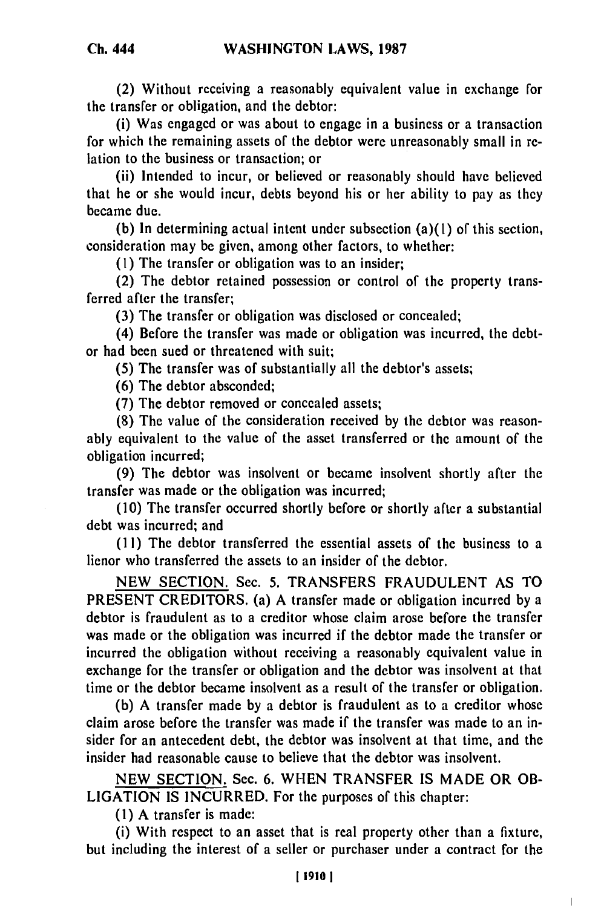(2) Without receiving a reasonably equivalent value in exchange for the transfer or obligation, and the debtor:

(i) Was engaged or was about to engage in a business or a transaction for which the remaining assets of the debtor were unreasonably small in relation to the business or transaction; or

(ii) Intended to incur, or believed or reasonably should have believed that he or she would incur, debts beyond his or her ability to pay as they became due.

(b) In determining actual intent under subsection (a)(1) of this section, consideration may be given, among other factors, to whether:

(1) The transfer or obligation was to an insider;

(2) The debtor retained possession or control of the property transferred after the transfer;

(3) The transfer or obligation was disclosed or concealed;

(4) Before the transfer was made or obligation was incurred, the debtor had been sued or threatened with suit;

(5) The transfer was of substantially all the debtor's assets;

(6) The debtor absconded;

(7) The debtor removed or concealed assets;

(8) The value of the consideration received by the debtor was reasonably equivalent to the value of the asset transferred or the amount of the obligation incurred;

(9) The debtor was insolvent or became insolvent shortly after the transfer was made or the obligation was incurred;

(10) The transfer occurred shortly before or shortly after a substantial debt was incurred; and

(11) The debtor transferred the essential assets of the business to a lienor who transferred the assets to an insider of the debtor.

NEW SECTION. Sec. 5. TRANSFERS FRAUDULENT AS TO PRESENT CREDITORS. (a) A transfer made or obligation incurred by a debtor is fraudulent as to a creditor whose claim arose before the transfer was made or the obligation was incurred if the debtor made the transfer or incurred the obligation without receiving a reasonably equivalent value in exchange for the transfer or obligation and the debtor was insolvent at that time or the debtor became insolvent as a result of the transfer or obligation.

(b) A transfer made by a debtor is fraudulent as to a creditor whose claim arose before the transfer was made if the transfer was made to an insider for an antecedent debt, the debtor was insolvent at that time, and the insider had reasonable cause to believe that the debtor was insolvent.

NEW SECTION. Sec. 6. WHEN TRANSFER IS MADE OR OBLIGATION IS INCURRED. For the purposes of this chapter:

(1) A transfer is made:

(i) With respect to an asset that is real property other than a fixture, but including the interest of a seller or purchaser under a contract for the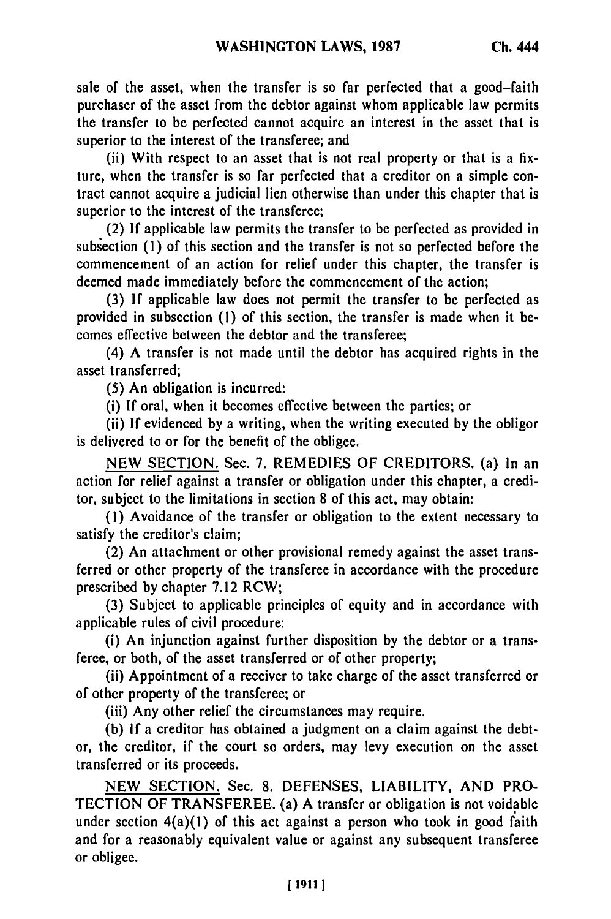sale of the asset, when the transfer is so far perfected that a good-faith purchaser of the asset from the debtor against whom applicable law permits the transfer to be perfected cannot acquire an interest in the asset that is superior to the interest of the transferee; and

(ii) With respect to an asset that is not real property or that is a fixture, when the transfer is so far perfected that a creditor on a simple contract cannot acquire a judicial lien otherwise than under this chapter that is superior to the interest of the transferee;

(2) If applicable law permits the transfer to be perfected as provided in subsection (1) of this section and the transfer is not so perfected before the commencement of an action for relief under this chapter, the transfer is deemed made immediately before the commencement of the action;

(3) If applicable law does not permit the transfer to be perfected as provided in subsection (1) of this section, the transfer is made when it becomes effective between the debtor and the transferee;

(4) A transfer is not made until the debtor has acquired rights in the asset transferred;

(5) An obligation is incurred:

(i) If oral, when it becomes effective between the parties; or

(ii) If evidenced by a writing, when the writing executed by the obligor is delivered to or for the benefit of the obligee.

NEW SECTION. Sec. 7. REMEDIES OF CREDITORS. (a) In an action for relief against a transfer or obligation under this chapter, a creditor, subject to the limitations in section 8 of this act, may obtain:

(1) Avoidance of the transfer or obligation to the extent necessary to satisfy the creditor's claim;

(2) An attachment or other provisional remedy against the asset transferred or other property of the transferee in accordance with the procedure prescribed by chapter 7.12 RCW;

(3) Subject to applicable principles of equity and in accordance with applicable rules of civil procedure:

(i) An injunction against further disposition by the debtor or a transferee, or both, of the asset transferred or of other property;

(ii) Appointment of a receiver to take charge of the asset transferred or of other property of the transferee; or

(iii) Any other relief the circumstances may require.

(b) If a creditor has obtained a judgment on a claim against the debtor, the creditor, if the court so orders, may levy execution on the asset transferred or its proceeds.

NEW SECTION. Sec. 8. DEFENSES, LIABILITY, AND PROTECTION OF TRANSFEREE. (a) A transfer or obligation is not voidable under section 4(a)(1) of this act against a person who took in good faith and for a reasonably equivalent value or against any subsequent transferee or obligee.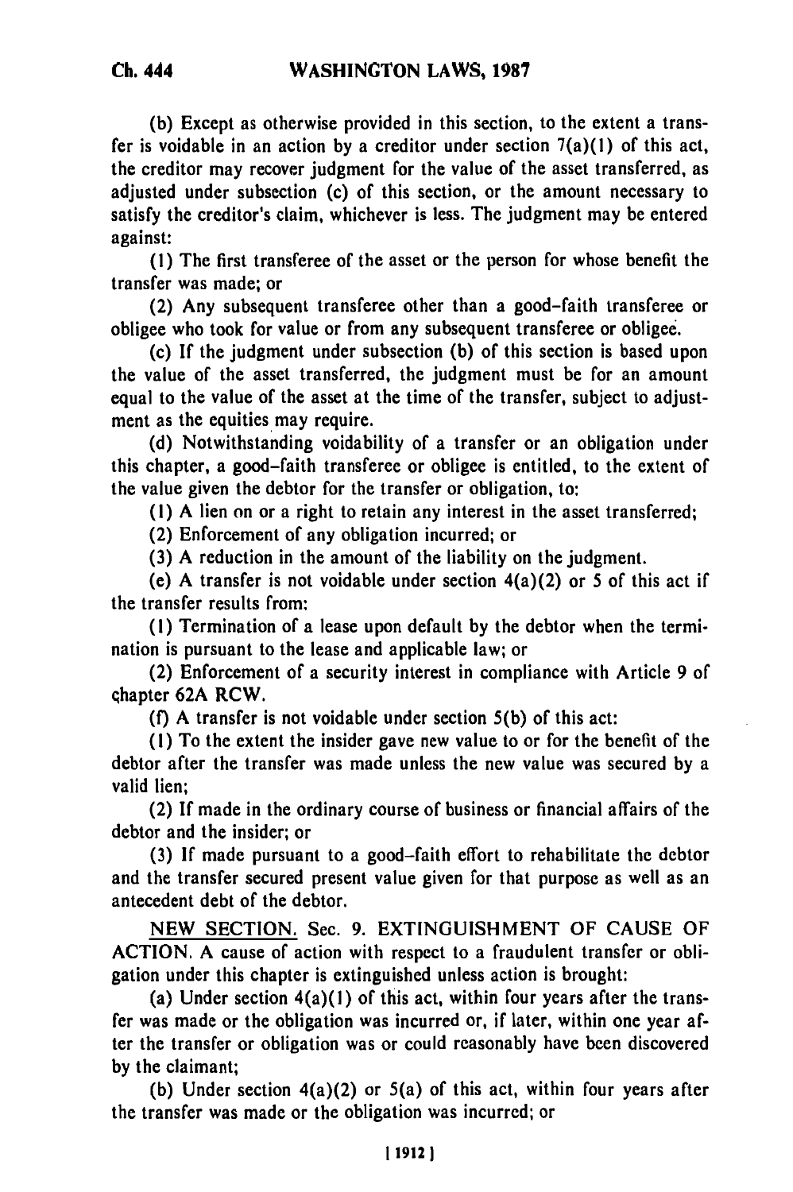(b) Except as otherwise provided in this section, to the extent a transfer is voidable in an action by a creditor under section 7(a)(1) of this act, the creditor may recover judgment for the value of the asset transferred, as adjusted under subsection (c) of this section, or the amount necessary to satisfy the creditor's claim, whichever is less. The judgment may be entered against:

(1) The first transferee of the asset or the person for whose benefit the transfer was made; or

(2) Any subsequent transferee other than a good-faith transferee or obligee who took for value or from any subsequent transferee or obligee.

(c) If the judgment under subsection (b) of this section is based upon the value of the asset transferred, the judgment must be for an amount equal to the value of the asset at the time of the transfer, subject to adjustment as the equities may require.

(d) Notwithstanding voidability of a transfer or an obligation under this chapter, a good-faith transferee or obligee is entitled, to the extent of the value given the debtor for the transfer or obligation, to:

(1) A lien on or a right to retain any interest in the asset transferred;

(2) Enforcement of any obligation incurred; or

(3) A reduction in the amount of the liability on the judgment.

(e) A transfer is not voidable under section 4(a)(2) or 5 of this act if the transfer results from:

(1) Termination of a lease upon default by the debtor when the termination is pursuant to the lease and applicable law; or

(2) Enforcement of a security interest in compliance with Article 9 of chapter 62A RCW.

(f) A transfer is not voidable under section 5(b) of this act:

(1) To the extent the insider gave new value to or for the benefit of the debtor after the transfer was made unless the new value was secured by a valid lien;

(2) If made in the ordinary course of business or financial affairs of the debtor and the insider; or

(3) If made pursuant to a good-faith effort to rehabilitate the debtor and the transfer secured present value given for that purpose as well as an antecedent debt of the debtor.

NEW SECTION. Sec. 9. EXTINGUISHMENT OF CAUSE OF ACTION. A cause of action with respect to a fraudulent transfer or obligation under this chapter is extinguished unless action is brought:

(a) Under section 4(a)(1) of this act, within four years after the transfer was made or the obligation was incurred or, if later, within one year after the transfer or obligation was or could reasonably have been discovered by the claimant;

(b) Under section 4(a)(2) or 5(a) of this act, within four years after the transfer was made or the obligation was incurred; or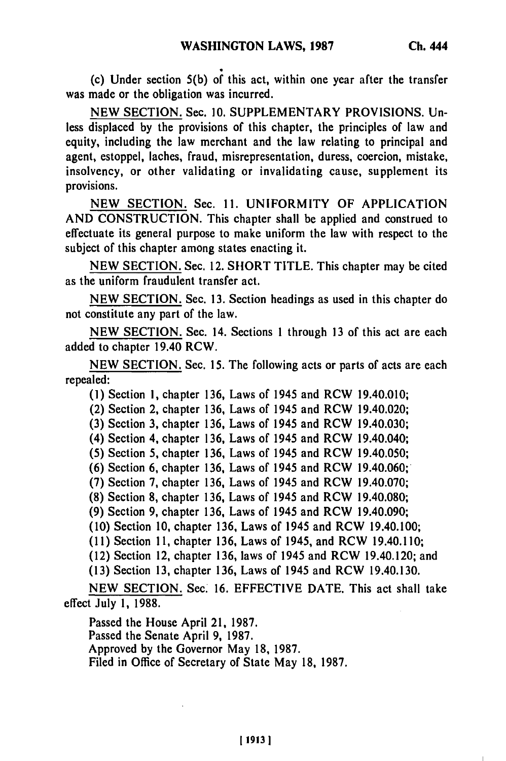(c) Under section 5(b) of this act, within one year after the transfer was made or the obligation was incurred.

NEW SECTION. Sec. 10. SUPPLEMENTARY PROVISIONS. Unless displaced by the provisions of this chapter, the principles of law and equity, including the law merchant and the law relating to principal and agent, estoppel, laches, fraud, misrepresentation, duress, coercion, mistake, insolvency, or other validating or invalidating cause, supplement its provisions.

NEW SECTION. Sec. 11. UNIFORMITY OF APPLICATION AND CONSTRUCTION. This chapter shall be applied and construed to effectuate its general purpose to make uniform the law with respect to the subject of this chapter among states enacting it.

NEW SECTION. Sec. 12. SHORT TITLE. This chapter may be cited as the uniform fraudulent transfer act.

NEW SECTION. Sec. 13. Section headings as used in this chapter do not constitute any part of the law.

NEW SECTION. Sec. 14. Sections 1 through 13 of this act are each added to chapter 19.40 RCW.

NEW SECTION. Sec. 15. The following acts or parts of acts are each repealed:

(1) Section 1, chapter 136, Laws of 1945 and RCW 19.40.010;
(2) Section 2, chapter 136, Laws of 1945 and RCW 19.40.020;
(3) Section 3, chapter 136, Laws of 1945 and RCW 19.40.030;
(4) Section 4, chapter 136, Laws of 1945 and RCW 19.40.040;
(5) Section 5, chapter 136, Laws of 1945 and RCW 19.40.050;
(6) Section 6, chapter 136, Laws of 1945 and RCW 19.40.060;
(7) Section 7, chapter 136, Laws of 1945 and RCW 19.40.070;
(8) Section 8, chapter 136, Laws of 1945 and RCW 19.40.080;
(9) Section 9, chapter 136, Laws of 1945 and RCW 19.40.090;
(10) Section 10, chapter 136, Laws of 1945 and RCW 19.40.100;
(11) Section 11, chapter 136, Laws of 1945, and RCW 19.40.110;
(12) Section 12, chapter 136, laws of 1945 and RCW 19.40.120; and
(13) Section 13, chapter 136, Laws of 1945 and RCW 19.40.130.

NEW SECTION. Sec. 16. EFFECTIVE DATE. This act shall take effect July 1, 1988.

Passed the House April 21, 1987.
Passed the Senate April 9, 1987.
Approved by the Governor May 18, 1987.
Filed in Office of Secretary of State May 18, 1987.